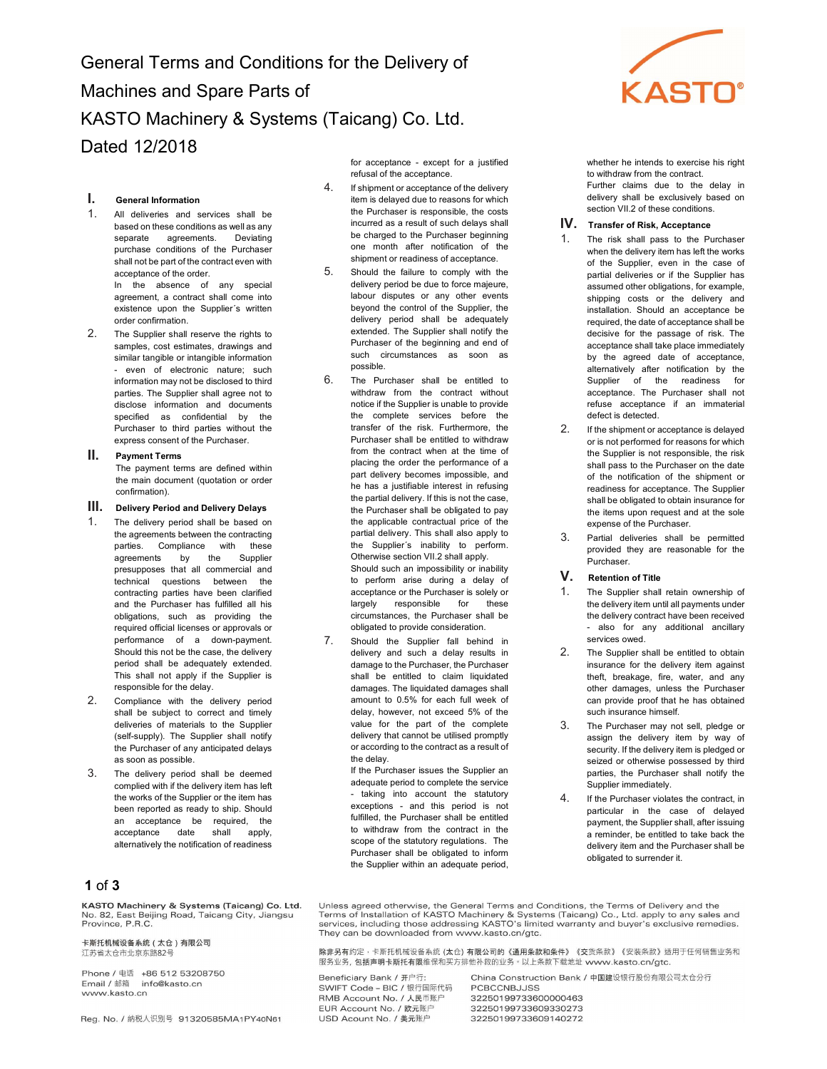# General Terms and Conditions for the Delivery of Machines and Spare Parts of KASTO Machinery & Systems (Taicang) Co. Ltd.

Dated 12/2018

## I. General Information

1. All deliveries and services shall be based on these conditions as well as any separate agreements. Deviating purchase conditions of the Purchaser shall not be part of the contract even with acceptance of the order.
   In the absence of any special agreement, a contract shall come into existence upon the Supplier´s written order confirmation.
2. The Supplier shall reserve the rights to samples, cost estimates, drawings and similar tangible or intangible information - even of electronic nature; such information may not be disclosed to third parties. The Supplier shall agree not to disclose information and documents specified as confidential by the Purchaser to third parties without the express consent of the Purchaser.

## II. Payment Terms

The payment terms are defined within the main document (quotation or order confirmation).

## III. Delivery Period and Delivery Delays

1. The delivery period shall be based on the agreements between the contracting parties. Compliance with these agreements by the Supplier presupposes that all commercial and technical questions between the contracting parties have been clarified and the Purchaser has fulfilled all his obligations, such as providing the required official licenses or approvals or performance of a down-payment. Should this not be the case, the delivery period shall be adequately extended. This shall not apply if the Supplier is responsible for the delay.
2. Compliance with the delivery period shall be subject to correct and timely deliveries of materials to the Supplier (self-supply). The Supplier shall notify the Purchaser of any anticipated delays as soon as possible.
3. The delivery period shall be deemed complied with if the delivery item has left the works of the Supplier or the item has been reported as ready to ship. Should an acceptance be required, the acceptance date shall apply, alternatively the notification of readiness for acceptance - except for a justified refusal of the acceptance.
4. If shipment or acceptance of the delivery item is delayed due to reasons for which the Purchaser is responsible, the costs incurred as a result of such delays shall be charged to the Purchaser beginning one month after notification of the shipment or readiness of acceptance.
5. Should the failure to comply with the delivery period be due to force majeure, labour disputes or any other events beyond the control of the Supplier, the delivery period shall be adequately extended. The Supplier shall notify the Purchaser of the beginning and end of such circumstances as soon as possible.
6. The Purchaser shall be entitled to withdraw from the contract without notice if the Supplier is unable to provide the complete services before the transfer of the risk. Furthermore, the Purchaser shall be entitled to withdraw from the contract when at the time of placing the order the performance of a part delivery becomes impossible, and he has a justifiable interest in refusing the partial delivery. If this is not the case, the Purchaser shall be obligated to pay the applicable contractual price of the partial delivery. This shall also apply to the Supplier´s inability to perform. Otherwise section VII.2 shall apply.
   Should such an impossibility or inability to perform arise during a delay of acceptance or the Purchaser is solely or largely responsible for these circumstances, the Purchaser shall be obligated to provide consideration.
7. Should the Supplier fall behind in delivery and such a delay results in damage to the Purchaser, the Purchaser shall be entitled to claim liquidated damages. The liquidated damages shall amount to 0.5% for each full week of delay, however, not exceed 5% of the value for the part of the complete delivery that cannot be utilised promptly or according to the contract as a result of the delay.
   If the Purchaser issues the Supplier an adequate period to complete the service - taking into account the statutory exceptions - and this period is not fulfilled, the Purchaser shall be entitled to withdraw from the contract in the scope of the statutory regulations. The Purchaser shall be obligated to inform the Supplier within an adequate period, whether he intends to exercise his right to withdraw from the contract.
   Further claims due to the delay in delivery shall be exclusively based on section VII.2 of these conditions.

## IV. Transfer of Risk, Acceptance

1. The risk shall pass to the Purchaser when the delivery item has left the works of the Supplier, even in the case of partial deliveries or if the Supplier has assumed other obligations, for example, shipping costs or the delivery and installation. Should an acceptance be required, the date of acceptance shall be decisive for the passage of risk. The acceptance shall take place immediately by the agreed date of acceptance, alternatively after notification by the Supplier of the readiness for acceptance. The Purchaser shall not refuse acceptance if an immaterial defect is detected.
2. If the shipment or acceptance is delayed or is not performed for reasons for which the Supplier is not responsible, the risk shall pass to the Purchaser on the date of the notification of the shipment or readiness for acceptance. The Supplier shall be obligated to obtain insurance for the items upon request and at the sole expense of the Purchaser.
3. Partial deliveries shall be permitted provided they are reasonable for the Purchaser.

## V. Retention of Title

1. The Supplier shall retain ownership of the delivery item until all payments under the delivery contract have been received - also for any additional ancillary services owed.
2. The Supplier shall be entitled to obtain insurance for the delivery item against theft, breakage, fire, water, and any other damages, unless the Purchaser can provide proof that he has obtained such insurance himself.
3. The Purchaser may not sell, pledge or assign the delivery item by way of security. If the delivery item is pledged or seized or otherwise possessed by third parties, the Purchaser shall notify the Supplier immediately.
4. If the Purchaser violates the contract, in particular in the case of delayed payment, the Supplier shall, after issuing a reminder, be entitled to take back the delivery item and the Purchaser shall be obligated to surrender it.

---

KASTO Machinery & Systems (Taicang) Co. Ltd.
No. 82, East Beijing Road, Taicang City, Jiangsu Province, P.R.C.

卡斯托机械设备系统(太仓)有限公司
江苏省太仓市北京东路82号

Phone / 电话 +86 512 53208750
Email / 邮箱 info@kasto.cn
www.kasto.cn

Reg. No. / 纳税人识别号 91320585MA1PY40N61

Unless agreed otherwise, the General Terms and Conditions, the Terms of Delivery and the Terms of Installation of KASTO Machinery & Systems (Taicang) Co., Ltd. apply to any sales and services, including those addressing KASTO's limited warranty and buyer's exclusive remedies. They can be downloaded from www.kasto.cn/gtc.

除非另有约定，卡斯托机械设备系统(太仓)有限公司的《通用条款和条件》《交货条款》《安装条款》适用于任何销售业务和服务业务，包括声明卡斯托有限维保和买方排他补救的业务。以上条款下载地址 www.kasto.cn/gtc.

| | |
|---|---|
| Beneficiary Bank / 开户行: | China Construction Bank / 中国建设银行股份有限公司太仓分行 |
| SWIFT Code – BIC / 银行国际代码 | PCBCCNBJJSS |
| RMB Account No. / 人民币账户 | 32250199733600000463 |
| EUR Account No. / 欧元账户 | 32250199733609330273 |
| USD Acount No. / 美元账户 | 32250199733609140272 |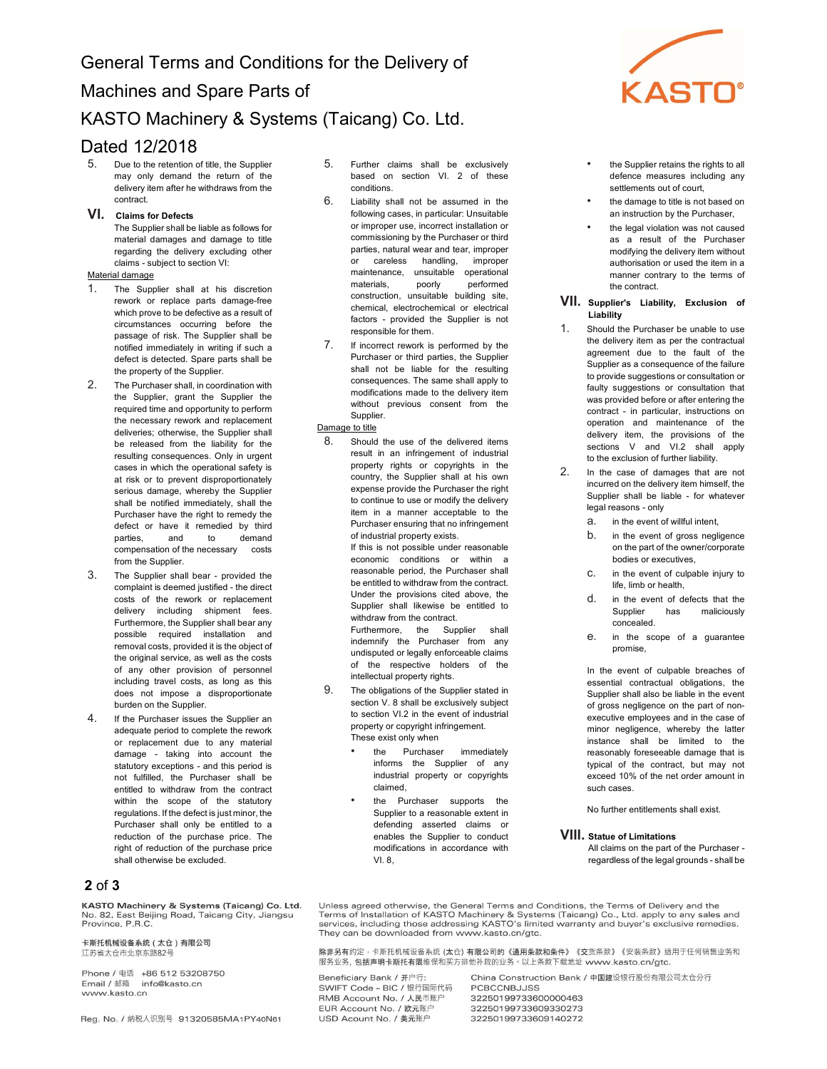5. Due to the retention of title, the Supplier may only demand the return of the delivery item after he withdraws from the contract.

## VI. Claims for Defects

The Supplier shall be liable as follows for material damages and damage to title regarding the delivery excluding other claims - subject to section VI:

Material damage

1. The Supplier shall at his discretion rework or replace parts damage-free which prove to be defective as a result of circumstances occurring before the passage of risk. The Supplier shall be notified immediately in writing if such a defect is detected. Spare parts shall be the property of the Supplier.
2. The Purchaser shall, in coordination with the Supplier, grant the Supplier the required time and opportunity to perform the necessary rework and replacement deliveries; otherwise, the Supplier shall be released from the liability for the resulting consequences. Only in urgent cases in which the operational safety is at risk or to prevent disproportionately serious damage, whereby the Supplier shall be notified immediately, shall the Purchaser have the right to remedy the defect or have it remedied by third parties, and to demand compensation of the necessary costs from the Supplier.
3. The Supplier shall bear - provided the complaint is deemed justified - the direct costs of the rework or replacement delivery including shipment fees. Furthermore, the Supplier shall bear any possible required installation and removal costs, provided it is the object of the original service, as well as the costs of any other provision of personnel including travel costs, as long as this does not impose a disproportionate burden on the Supplier.
4. If the Purchaser issues the Supplier an adequate period to complete the rework or replacement due to any material damage - taking into account the statutory exceptions - and this period is not fulfilled, the Purchaser shall be entitled to withdraw from the contract within the scope of the statutory regulations. If the defect is just minor, the Purchaser shall only be entitled to a reduction of the purchase price. The right of reduction of the purchase price shall otherwise be excluded.
5. Further claims shall be exclusively based on section VI. 2 of these conditions.
6. Liability shall not be assumed in the following cases, in particular: Unsuitable or improper use, incorrect installation or commissioning by the Purchaser or third parties, natural wear and tear, improper or careless handling, improper maintenance, unsuitable operational materials, poorly performed construction, unsuitable building site, chemical, electrochemical or electrical factors - provided the Supplier is not responsible for them.
7. If incorrect rework is performed by the Purchaser or third parties, the Supplier shall not be liable for the resulting consequences. The same shall apply to modifications made to the delivery item without previous consent from the Supplier.

Damage to title

8. Should the use of the delivered items result in an infringement of industrial property rights or copyrights in the country, the Supplier shall at his own expense provide the Purchaser the right to continue to use or modify the delivery item in a manner acceptable to the Purchaser ensuring that no infringement of industrial property exists.
   If this is not possible under reasonable economic conditions or within a reasonable period, the Purchaser shall be entitled to withdraw from the contract. Under the provisions cited above, the Supplier shall likewise be entitled to withdraw from the contract.
   Furthermore, the Supplier shall indemnify the Purchaser from any undisputed or legally enforceable claims of the respective holders of the intellectual property rights.
9. The obligations of the Supplier stated in section V. 8 shall be exclusively subject to section VI.2 in the event of industrial property or copyright infringement.
   These exist only when
   - the Purchaser immediately informs the Supplier of any industrial property or copyrights claimed,
   - the Purchaser supports the Supplier to a reasonable extent in defending asserted claims or enables the Supplier to conduct modifications in accordance with VI. 8,
   - the Supplier retains the rights to all defence measures including any settlements out of court,
   - the damage to title is not based on an instruction by the Purchaser,
   - the legal violation was not caused as a result of the Purchaser modifying the delivery item without authorisation or used the item in a manner contrary to the terms of the contract.

## VII. Supplier's Liability, Exclusion of Liability

1. Should the Purchaser be unable to use the delivery item as per the contractual agreement due to the fault of the Supplier as a consequence of the failure to provide suggestions or consultation or faulty suggestions or consultation that was provided before or after entering the contract - in particular, instructions on operation and maintenance of the delivery item, the provisions of the sections V and VI.2 shall apply to the exclusion of further liability.
2. In the case of damages that are not incurred on the delivery item himself, the Supplier shall be liable - for whatever legal reasons - only
   a. in the event of willful intent,
   b. in the event of gross negligence on the part of the owner/corporate bodies or executives,
   c. in the event of culpable injury to life, limb or health,
   d. in the event of defects that the Supplier has maliciously concealed.
   e. in the scope of a guarantee promise,

   In the event of culpable breaches of essential contractual obligations, the Supplier shall also be liable in the event of gross negligence on the part of non-executive employees and in the case of minor negligence, whereby the latter instance shall be limited to the reasonably foreseeable damage that is typical of the contract, but may not exceed 10% of the net order amount in such cases.

   No further entitlements shall exist.

## VIII. Statue of Limitations

All claims on the part of the Purchaser - regardless of the legal grounds - shall be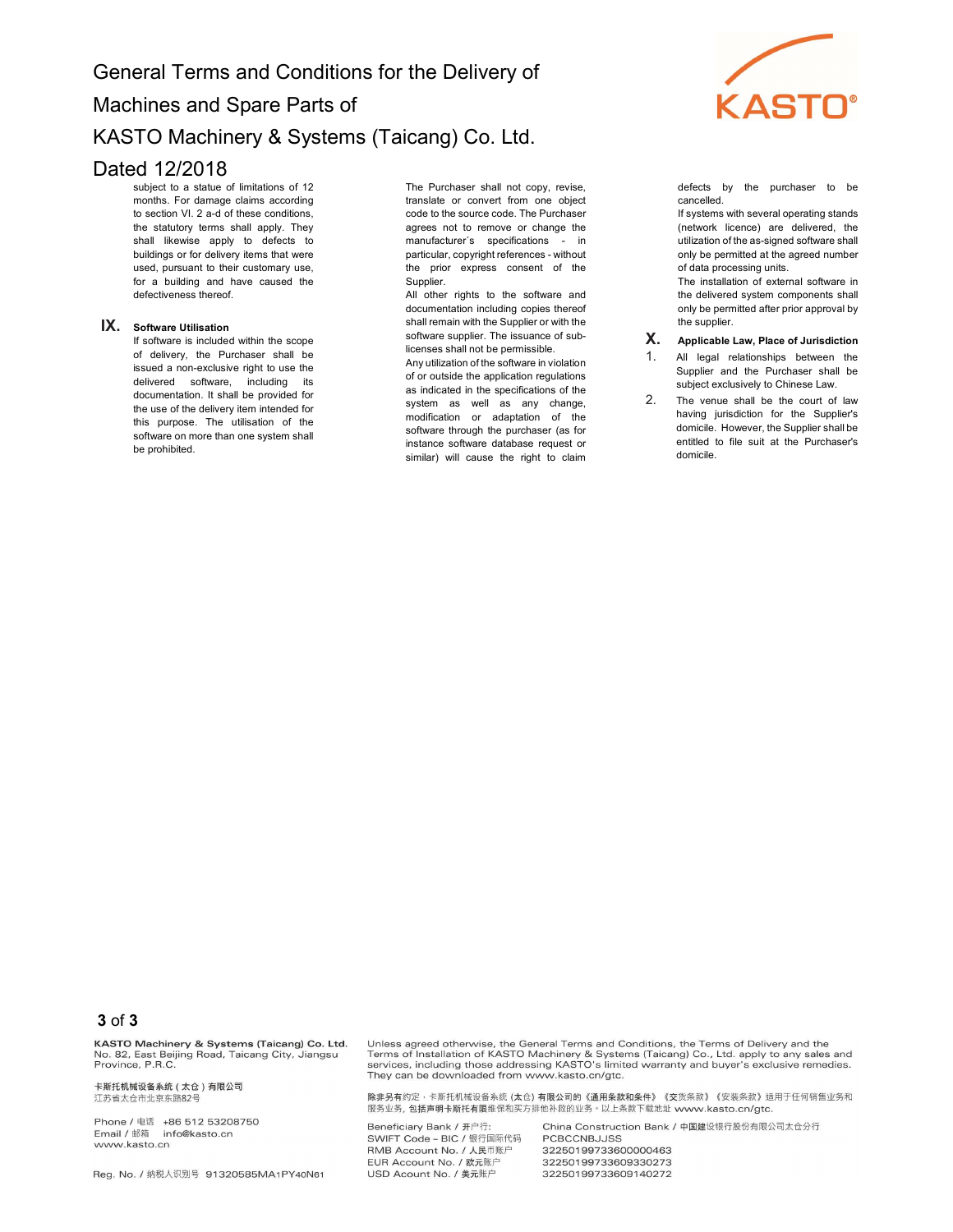subject to a statue of limitations of 12 months. For damage claims according to section VI. 2 a-d of these conditions, the statutory terms shall apply. They shall likewise apply to defects to buildings or for delivery items that were used, pursuant to their customary use, for a building and have caused the defectiveness thereof.

## IX. Software Utilisation

If software is included within the scope of delivery, the Purchaser shall be issued a non-exclusive right to use the delivered software, including its documentation. It shall be provided for the use of the delivery item intended for this purpose. The utilisation of the software on more than one system shall be prohibited.

The Purchaser shall not copy, revise, translate or convert from one object code to the source code. The Purchaser agrees not to remove or change the manufacturer´s specifications - in particular, copyright references - without the prior express consent of the Supplier.

All other rights to the software and documentation including copies thereof shall remain with the Supplier or with the software supplier. The issuance of sub-licenses shall not be permissible.

Any utilization of the software in violation of or outside the application regulations as indicated in the specifications of the system as well as any change, modification or adaptation of the software through the purchaser (as for instance software database request or similar) will cause the right to claim defects by the purchaser to be cancelled.

If systems with several operating stands (network licence) are delivered, the utilization of the as-signed software shall only be permitted at the agreed number of data processing units.

The installation of external software in the delivered system components shall only be permitted after prior approval by the supplier.

## X. Applicable Law, Place of Jurisdiction

1. All legal relationships between the Supplier and the Purchaser shall be subject exclusively to Chinese Law.
2. The venue shall be the court of law having jurisdiction for the Supplier's domicile. However, the Supplier shall be entitled to file suit at the Purchaser's domicile.

**KASTO Machinery & Systems (Taicang) Co. Ltd.**
No. 82, East Beijing Road, Taicang City, Jiangsu Province, P.R.C.

卡斯托机械设备系统（太仓）有限公司
江苏省太仓市北京东路82号

Phone / 电话 +86 512 53208750
Email / 邮箱 info@kasto.cn
www.kasto.cn

Reg. No. / 纳税人识别号 91320585MA1PY40N61

Unless agreed otherwise, the General Terms and Conditions, the Terms of Delivery and the Terms of Installation of KASTO Machinery & Systems (Taicang) Co., Ltd. apply to any sales and services, including those addressing KASTO's limited warranty and buyer's exclusive remedies. They can be downloaded from www.kasto.cn/gtc.

除非另有约定，卡斯托机械设备系统 (太仓) 有限公司的《通用条款和条件》《交货条款》《安装条款》适用于任何销售业务和服务业务，包括声明卡斯托有限维保和买方排他补救的业务。以上条款下载地址 www.kasto.cn/gtc.

| | |
|---|---|
| Beneficiary Bank / 开户行: | China Construction Bank / 中国建设银行股份有限公司太仓分行 |
| SWIFT Code – BIC / 银行国际代码 | PCBCCNBJJSS |
| RMB Account No. / 人民币账户 | 32250199733600000463 |
| EUR Account No. / 欧元账户 | 32250199733609330273 |
| USD Acount No. / 美元账户 | 32250199733609140272 |